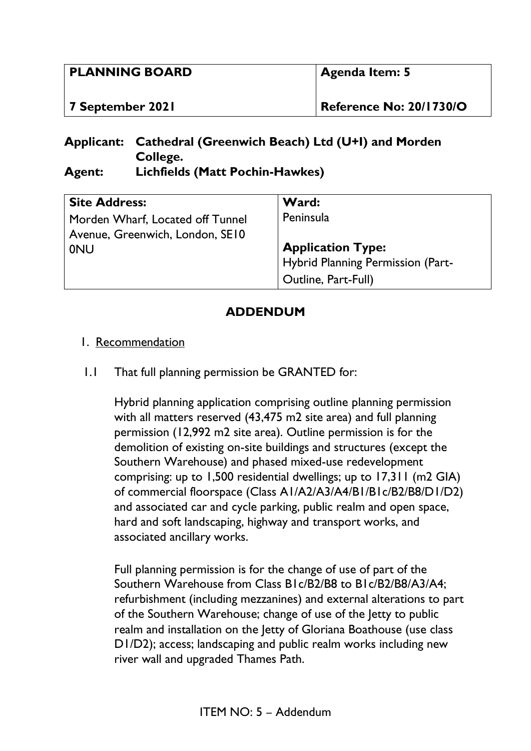| PLANNING BOARD | Agenda Item: 5 |
| --- | --- |
| 7 September 2021 | Reference No: 20/1730/O |

**Applicant:** **Cathedral (Greenwich Beach) Ltd (U+I) and Morden College.**
**Agent:** **Lichfields (Matt Pochin-Hawkes)**

| Site Address: | Ward: |
| --- | --- |
| Morden Wharf, Located off Tunnel Avenue, Greenwich, London, SE10 0NU | Peninsula<br><br>**Application Type:**<br>Hybrid Planning Permission (Part-Outline, Part-Full) |

## ADDENDUM

1. Recommendation

1.1 That full planning permission be GRANTED for:

Hybrid planning application comprising outline planning permission with all matters reserved (43,475 m2 site area) and full planning permission (12,992 m2 site area). Outline permission is for the demolition of existing on-site buildings and structures (except the Southern Warehouse) and phased mixed-use redevelopment comprising: up to 1,500 residential dwellings; up to 17,311 (m2 GIA) of commercial floorspace (Class A1/A2/A3/A4/B1/B1c/B2/B8/D1/D2) and associated car and cycle parking, public realm and open space, hard and soft landscaping, highway and transport works, and associated ancillary works.

Full planning permission is for the change of use of part of the Southern Warehouse from Class B1c/B2/B8 to B1c/B2/B8/A3/A4; refurbishment (including mezzanines) and external alterations to part of the Southern Warehouse; change of use of the Jetty to public realm and installation on the Jetty of Gloriana Boathouse (use class D1/D2); access; landscaping and public realm works including new river wall and upgraded Thames Path.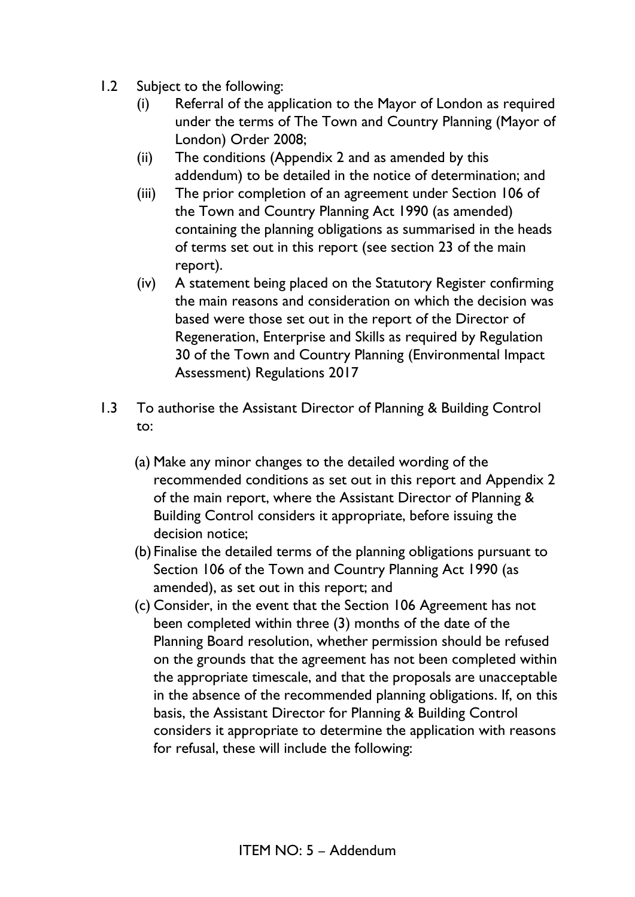1.2 Subject to the following:

   (i) Referral of the application to the Mayor of London as required under the terms of The Town and Country Planning (Mayor of London) Order 2008;

   (ii) The conditions (Appendix 2 and as amended by this addendum) to be detailed in the notice of determination; and

   (iii) The prior completion of an agreement under Section 106 of the Town and Country Planning Act 1990 (as amended) containing the planning obligations as summarised in the heads of terms set out in this report (see section 23 of the main report).

   (iv) A statement being placed on the Statutory Register confirming the main reasons and consideration on which the decision was based were those set out in the report of the Director of Regeneration, Enterprise and Skills as required by Regulation 30 of the Town and Country Planning (Environmental Impact Assessment) Regulations 2017

1.3 To authorise the Assistant Director of Planning & Building Control to:

   (a) Make any minor changes to the detailed wording of the recommended conditions as set out in this report and Appendix 2 of the main report, where the Assistant Director of Planning & Building Control considers it appropriate, before issuing the decision notice;

   (b) Finalise the detailed terms of the planning obligations pursuant to Section 106 of the Town and Country Planning Act 1990 (as amended), as set out in this report; and

   (c) Consider, in the event that the Section 106 Agreement has not been completed within three (3) months of the date of the Planning Board resolution, whether permission should be refused on the grounds that the agreement has not been completed within the appropriate timescale, and that the proposals are unacceptable in the absence of the recommended planning obligations. If, on this basis, the Assistant Director for Planning & Building Control considers it appropriate to determine the application with reasons for refusal, these will include the following: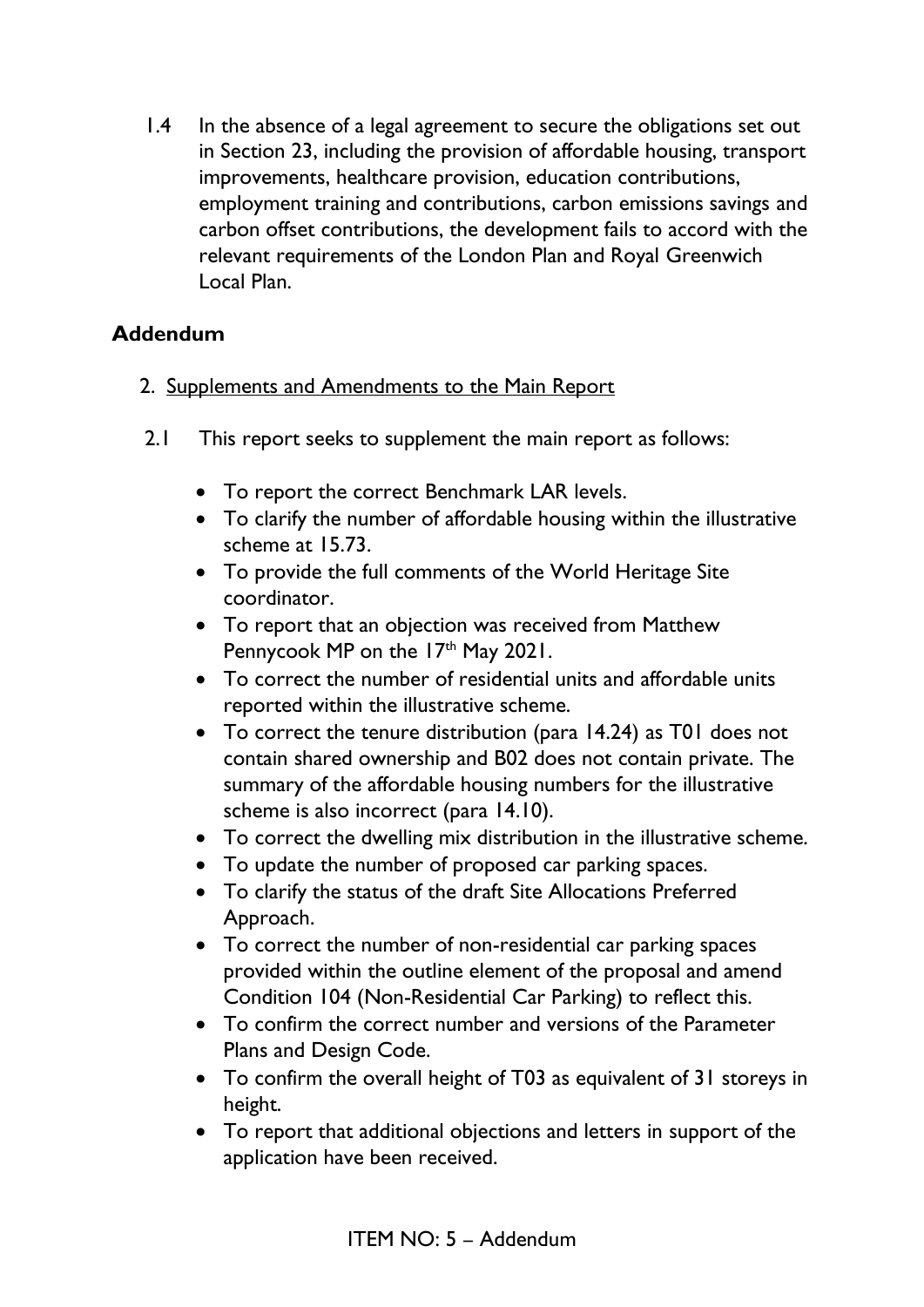1.4 In the absence of a legal agreement to secure the obligations set out in Section 23, including the provision of affordable housing, transport improvements, healthcare provision, education contributions, employment training and contributions, carbon emissions savings and carbon offset contributions, the development fails to accord with the relevant requirements of the London Plan and Royal Greenwich Local Plan.

## Addendum

2. Supplements and Amendments to the Main Report

2.1 This report seeks to supplement the main report as follows:

- To report the correct Benchmark LAR levels.
- To clarify the number of affordable housing within the illustrative scheme at 15.73.
- To provide the full comments of the World Heritage Site coordinator.
- To report that an objection was received from Matthew Pennycook MP on the 17th May 2021.
- To correct the number of residential units and affordable units reported within the illustrative scheme.
- To correct the tenure distribution (para 14.24) as T01 does not contain shared ownership and B02 does not contain private. The summary of the affordable housing numbers for the illustrative scheme is also incorrect (para 14.10).
- To correct the dwelling mix distribution in the illustrative scheme.
- To update the number of proposed car parking spaces.
- To clarify the status of the draft Site Allocations Preferred Approach.
- To correct the number of non-residential car parking spaces provided within the outline element of the proposal and amend Condition 104 (Non-Residential Car Parking) to reflect this.
- To confirm the correct number and versions of the Parameter Plans and Design Code.
- To confirm the overall height of T03 as equivalent of 31 storeys in height.
- To report that additional objections and letters in support of the application have been received.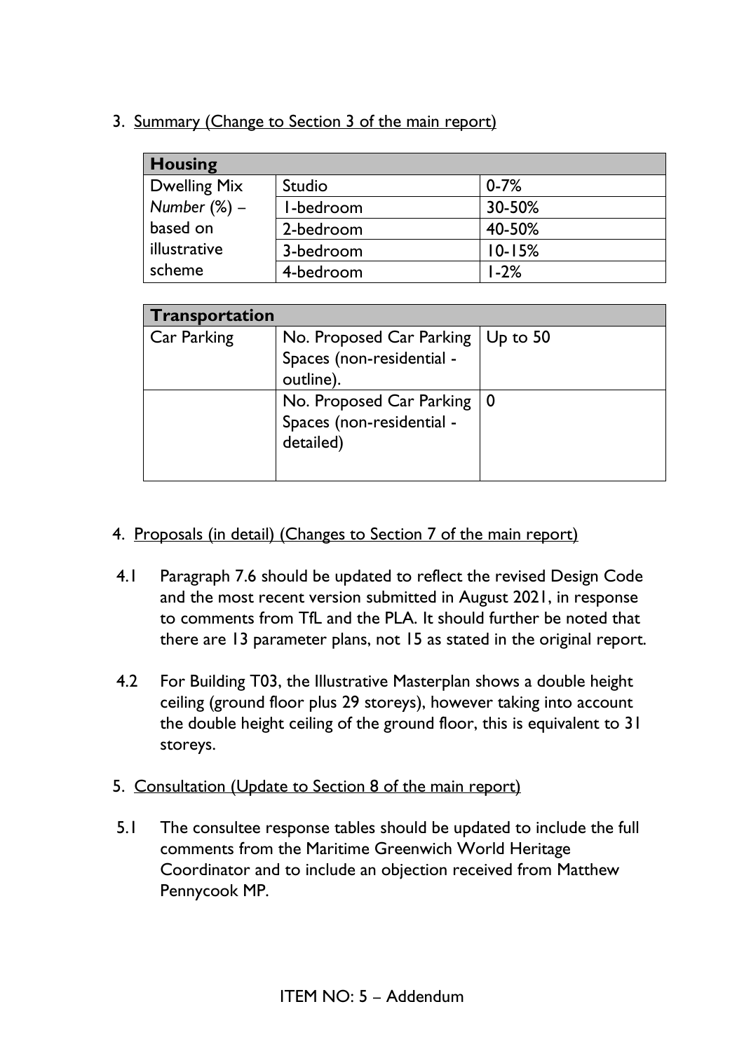3. Summary (Change to Section 3 of the main report)

| Housing | | |
|---|---|---|
| Dwelling Mix *Number* (%) – based on illustrative scheme | Studio | 0-7% |
| | 1-bedroom | 30-50% |
| | 2-bedroom | 40-50% |
| | 3-bedroom | 10-15% |
| | 4-bedroom | 1-2% |

| Transportation | | |
|---|---|---|
| Car Parking | No. Proposed Car Parking Spaces (non-residential - outline). | Up to 50 |
| | No. Proposed Car Parking Spaces (non-residential - detailed) | 0 |

4. Proposals (in detail) (Changes to Section 7 of the main report)

4.1 Paragraph 7.6 should be updated to reflect the revised Design Code and the most recent version submitted in August 2021, in response to comments from TfL and the PLA. It should further be noted that there are 13 parameter plans, not 15 as stated in the original report.

4.2 For Building T03, the Illustrative Masterplan shows a double height ceiling (ground floor plus 29 storeys), however taking into account the double height ceiling of the ground floor, this is equivalent to 31 storeys.

5. Consultation (Update to Section 8 of the main report)

5.1 The consultee response tables should be updated to include the full comments from the Maritime Greenwich World Heritage Coordinator and to include an objection received from Matthew Pennycook MP.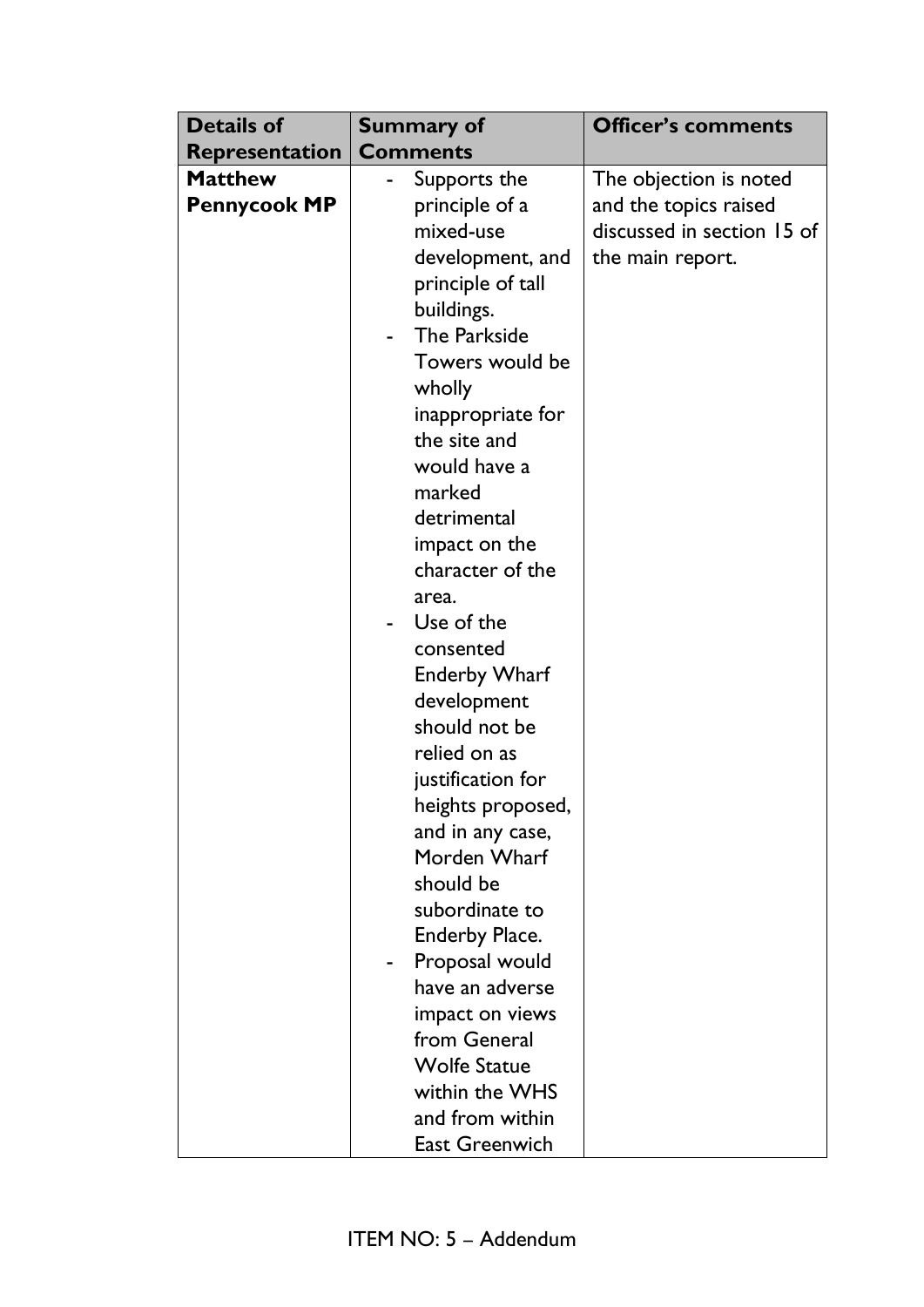| Details of Representation | Summary of Comments | Officer's comments |
|---|---|---|
| **Matthew Pennycook MP** | - Supports the principle of a mixed-use development, and principle of tall buildings.<br>- The Parkside Towers would be wholly inappropriate for the site and would have a marked detrimental impact on the character of the area.<br>- Use of the consented Enderby Wharf development should not be relied on as justification for heights proposed, and in any case, Morden Wharf should be subordinate to Enderby Place.<br>- Proposal would have an adverse impact on views from General Wolfe Statue within the WHS and from within East Greenwich | The objection is noted and the topics raised discussed in section 15 of the main report. |

ITEM NO: 5 – Addendum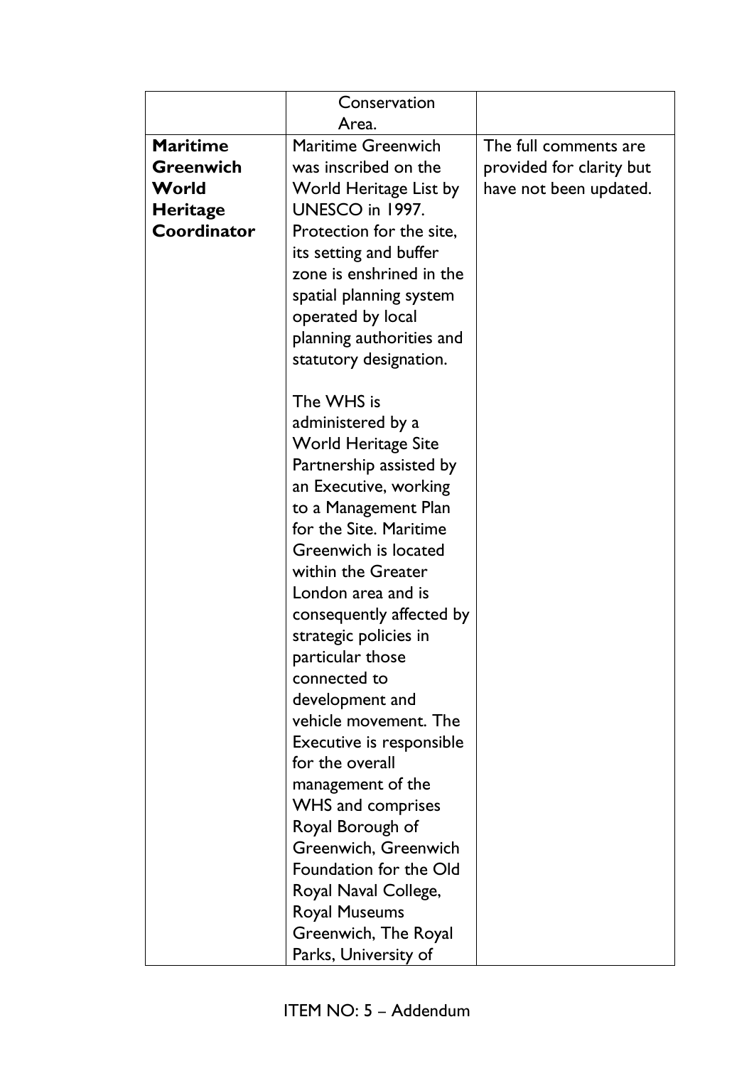| | | |
|---|---|---|
| | Conservation Area. | |
| **Maritime Greenwich World Heritage Coordinator** | Maritime Greenwich was inscribed on the World Heritage List by UNESCO in 1997. Protection for the site, its setting and buffer zone is enshrined in the spatial planning system operated by local planning authorities and statutory designation.<br><br>The WHS is administered by a World Heritage Site Partnership assisted by an Executive, working to a Management Plan for the Site. Maritime Greenwich is located within the Greater London area and is consequently affected by strategic policies in particular those connected to development and vehicle movement. The Executive is responsible for the overall management of the WHS and comprises Royal Borough of Greenwich, Greenwich Foundation for the Old Royal Naval College, Royal Museums Greenwich, The Royal Parks, University of | The full comments are provided for clarity but have not been updated. |

ITEM NO: 5 – Addendum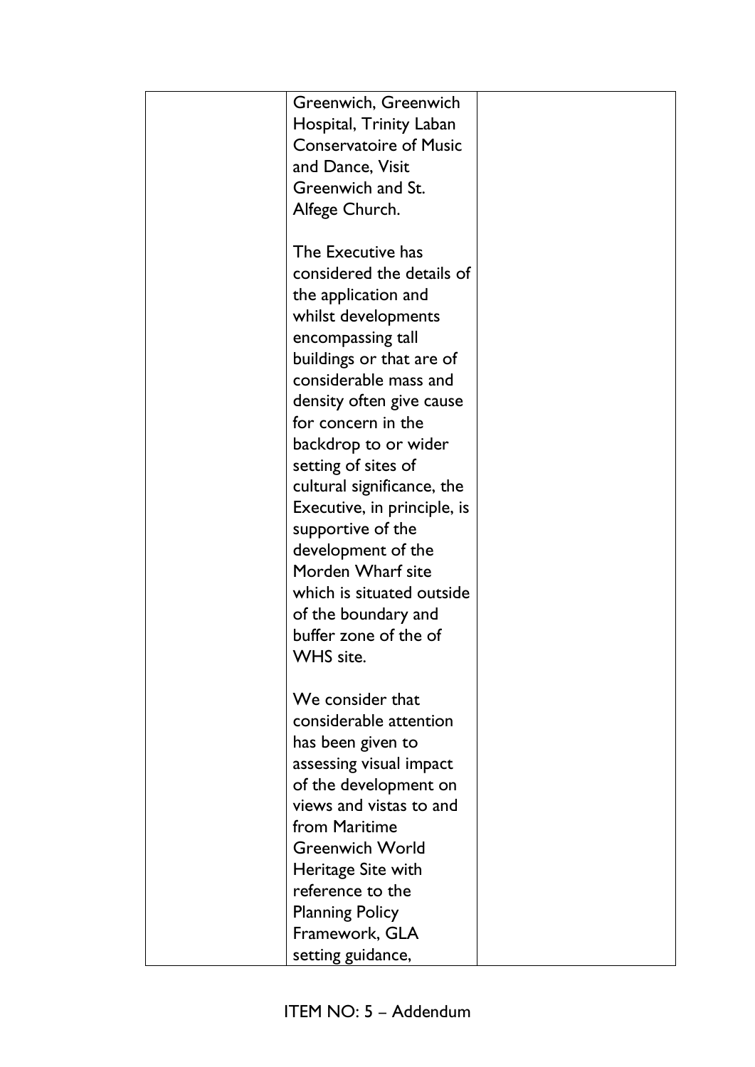| | | |
|---|---|---|
| | Greenwich, Greenwich Hospital, Trinity Laban Conservatoire of Music and Dance, Visit Greenwich and St. Alfege Church.<br><br>The Executive has considered the details of the application and whilst developments encompassing tall buildings or that are of considerable mass and density often give cause for concern in the backdrop to or wider setting of sites of cultural significance, the Executive, in principle, is supportive of the development of the Morden Wharf site which is situated outside of the boundary and buffer zone of the of WHS site.<br><br>We consider that considerable attention has been given to assessing visual impact of the development on views and vistas to and from Maritime Greenwich World Heritage Site with reference to the Planning Policy Framework, GLA setting guidance, | |

ITEM NO: 5 – Addendum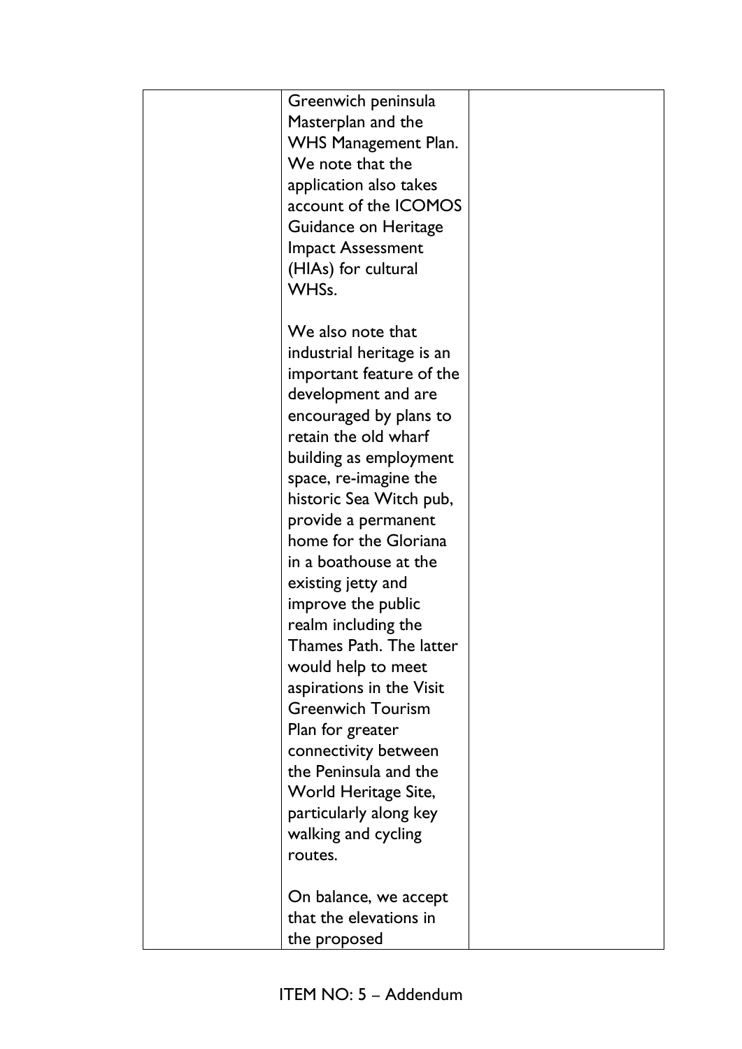|  | Greenwich peninsula Masterplan and the WHS Management Plan. We note that the application also takes account of the ICOMOS Guidance on Heritage Impact Assessment (HIAs) for cultural WHSs.<br><br>We also note that industrial heritage is an important feature of the development and are encouraged by plans to retain the old wharf building as employment space, re-imagine the historic Sea Witch pub, provide a permanent home for the Gloriana in a boathouse at the existing jetty and improve the public realm including the Thames Path. The latter would help to meet aspirations in the Visit Greenwich Tourism Plan for greater connectivity between the Peninsula and the World Heritage Site, particularly along key walking and cycling routes.<br><br>On balance, we accept that the elevations in the proposed |  |
|---|---|---|

ITEM NO: 5 – Addendum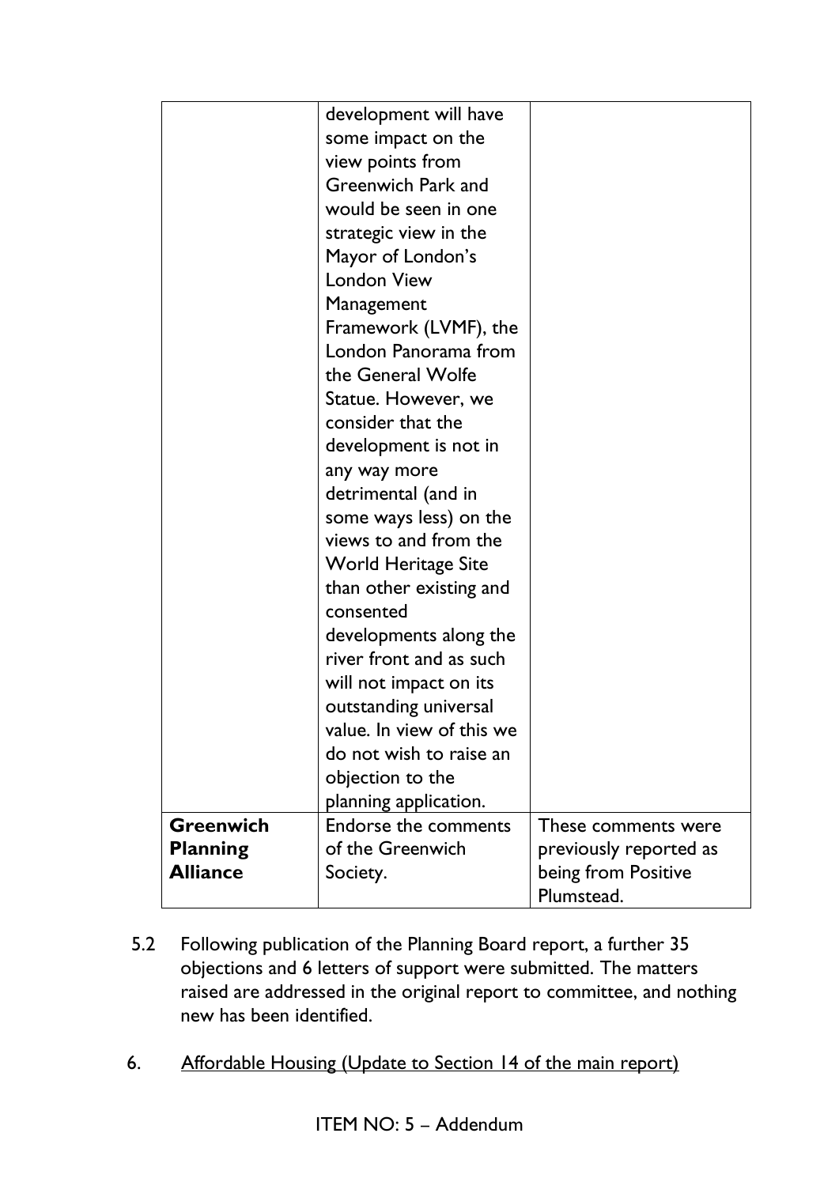|  | development will have some impact on the view points from Greenwich Park and would be seen in one strategic view in the Mayor of London's London View Management Framework (LVMF), the London Panorama from the General Wolfe Statue. However, we consider that the development is not in any way more detrimental (and in some ways less) on the views to and from the World Heritage Site than other existing and consented developments along the river front and as such will not impact on its outstanding universal value. In view of this we do not wish to raise an objection to the planning application. |  |
|---|---|---|
| **Greenwich Planning Alliance** | Endorse the comments of the Greenwich Society. | These comments were previously reported as being from Positive Plumstead. |

5.2 Following publication of the Planning Board report, a further 35 objections and 6 letters of support were submitted. The matters raised are addressed in the original report to committee, and nothing new has been identified.

6. <u>Affordable Housing (Update to Section 14 of the main report)</u>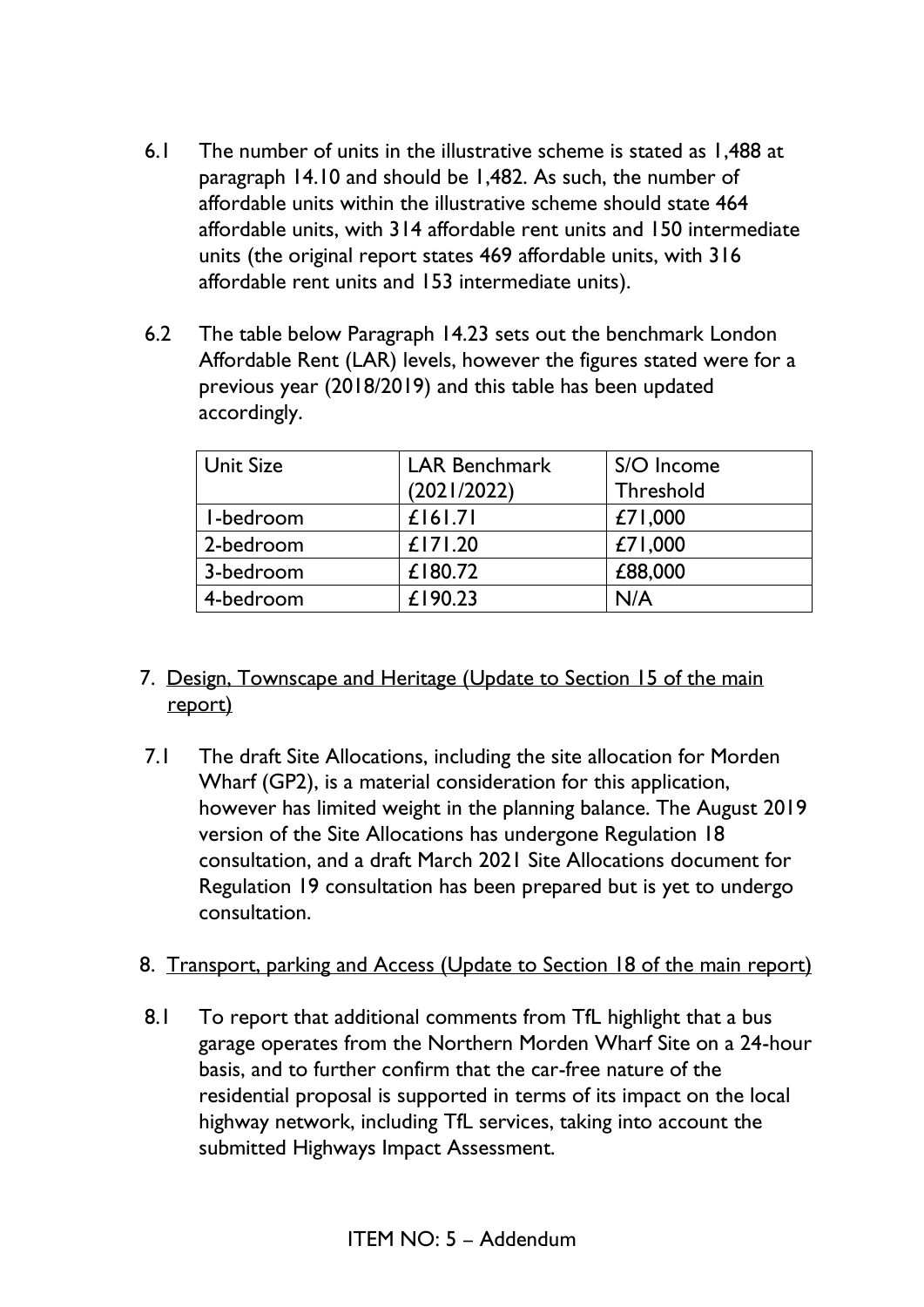6.1 The number of units in the illustrative scheme is stated as 1,488 at paragraph 14.10 and should be 1,482. As such, the number of affordable units within the illustrative scheme should state 464 affordable units, with 314 affordable rent units and 150 intermediate units (the original report states 469 affordable units, with 316 affordable rent units and 153 intermediate units).

6.2 The table below Paragraph 14.23 sets out the benchmark London Affordable Rent (LAR) levels, however the figures stated were for a previous year (2018/2019) and this table has been updated accordingly.

| Unit Size | LAR Benchmark (2021/2022) | S/O Income Threshold |
|---|---|---|
| 1-bedroom | £161.71 | £71,000 |
| 2-bedroom | £171.20 | £71,000 |
| 3-bedroom | £180.72 | £88,000 |
| 4-bedroom | £190.23 | N/A |

7. <u>Design, Townscape and Heritage (Update to Section 15 of the main report)</u>

7.1 The draft Site Allocations, including the site allocation for Morden Wharf (GP2), is a material consideration for this application, however has limited weight in the planning balance. The August 2019 version of the Site Allocations has undergone Regulation 18 consultation, and a draft March 2021 Site Allocations document for Regulation 19 consultation has been prepared but is yet to undergo consultation.

8. <u>Transport, parking and Access (Update to Section 18 of the main report)</u>

8.1 To report that additional comments from TfL highlight that a bus garage operates from the Northern Morden Wharf Site on a 24-hour basis, and to further confirm that the car-free nature of the residential proposal is supported in terms of its impact on the local highway network, including TfL services, taking into account the submitted Highways Impact Assessment.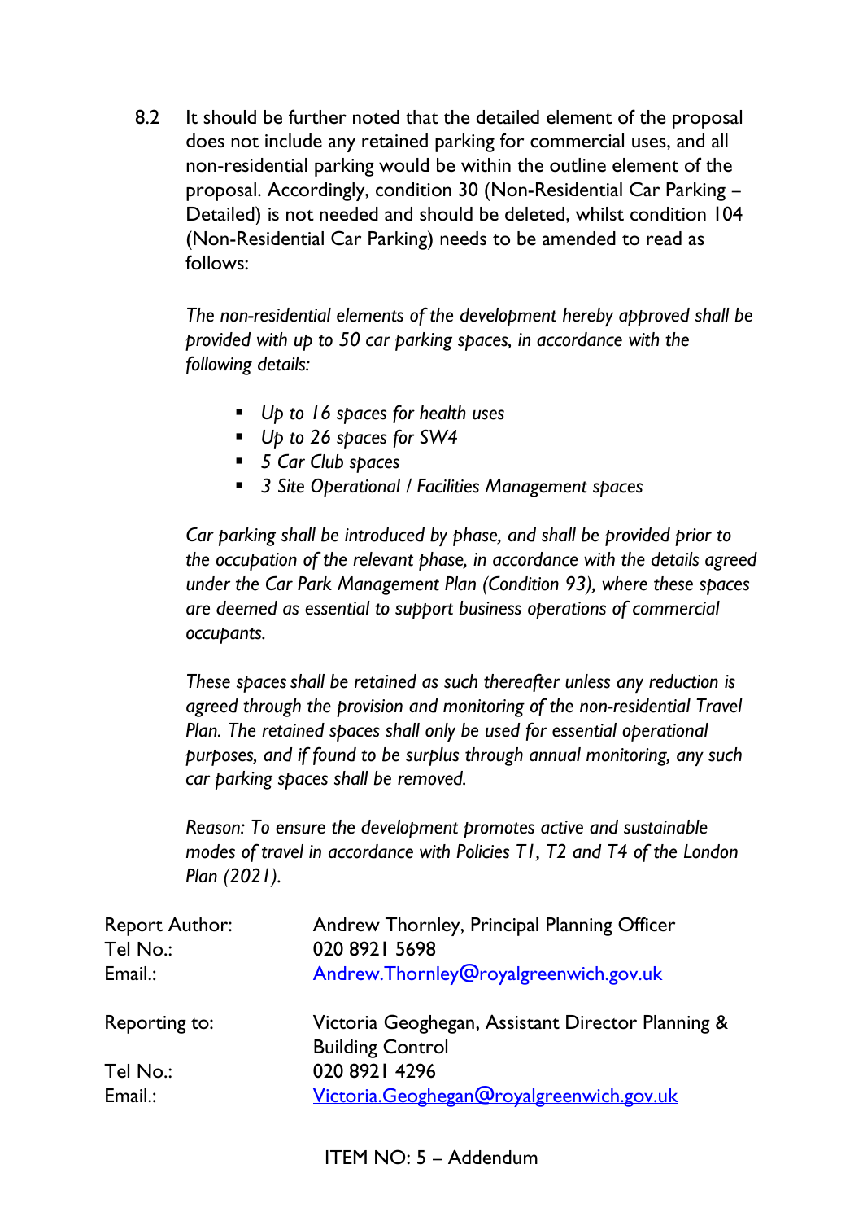8.2 It should be further noted that the detailed element of the proposal does not include any retained parking for commercial uses, and all non-residential parking would be within the outline element of the proposal. Accordingly, condition 30 (Non-Residential Car Parking – Detailed) is not needed and should be deleted, whilst condition 104 (Non-Residential Car Parking) needs to be amended to read as follows:

*The non-residential elements of the development hereby approved shall be provided with up to 50 car parking spaces, in accordance with the following details:*

- *Up to 16 spaces for health uses*
- *Up to 26 spaces for SW4*
- *5 Car Club spaces*
- *3 Site Operational / Facilities Management spaces*

*Car parking shall be introduced by phase, and shall be provided prior to the occupation of the relevant phase, in accordance with the details agreed under the Car Park Management Plan (Condition 93), where these spaces are deemed as essential to support business operations of commercial occupants.*

*These spaces shall be retained as such thereafter unless any reduction is agreed through the provision and monitoring of the non-residential Travel Plan. The retained spaces shall only be used for essential operational purposes, and if found to be surplus through annual monitoring, any such car parking spaces shall be removed.*

*Reason: To ensure the development promotes active and sustainable modes of travel in accordance with Policies T1, T2 and T4 of the London Plan (2021).*

| | |
|---|---|
| Report Author: | Andrew Thornley, Principal Planning Officer |
| Tel No.: | 020 8921 5698 |
| Email.: | Andrew.Thornley@royalgreenwich.gov.uk |
| Reporting to: | Victoria Geoghegan, Assistant Director Planning & Building Control |
| Tel No.: | 020 8921 4296 |
| Email.: | Victoria.Geoghegan@royalgreenwich.gov.uk |

ITEM NO: 5 – Addendum